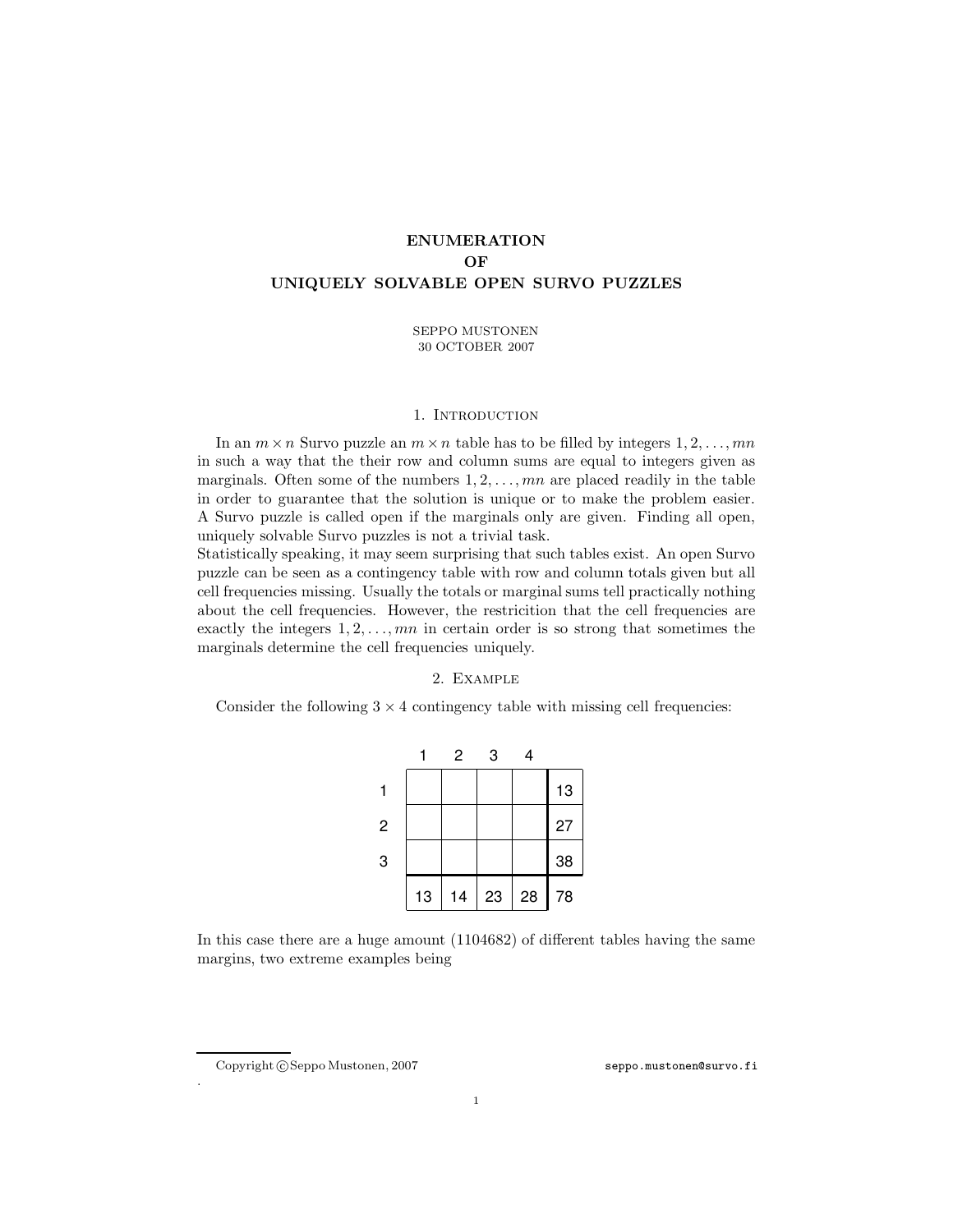# ENUMERATION
# OF
# UNIQUELY SOLVABLE OPEN SURVO PUZZLES

SEPPO MUSTONEN
30 OCTOBER 2007

## 1. Introduction

In an $m \times n$ Survo puzzle an $m \times n$ table has to be filled by integers $1, 2, \ldots, mn$ in such a way that the their row and column sums are equal to integers given as marginals. Often some of the numbers $1, 2, \ldots, mn$ are placed readily in the table in order to guarantee that the solution is unique or to make the problem easier. A Survo puzzle is called open if the marginals only are given. Finding all open, uniquely solvable Survo puzzles is not a trivial task.

Statistically speaking, it may seem surprising that such tables exist. An open Survo puzzle can be seen as a contingency table with row and column totals given but all cell frequencies missing. Usually the totals or marginal sums tell practically nothing about the cell frequencies. However, the restricition that the cell frequencies are exactly the integers $1, 2, \ldots, mn$ in certain order is so strong that sometimes the marginals determine the cell frequencies uniquely.

## 2. Example

Consider the following $3 \times 4$ contingency table with missing cell frequencies:

|   | 1 | 2 | 3 | 4 |    |
|---|---|---|---|---|----|
| 1 |   |   |   |   | 13 |
| 2 |   |   |   |   | 27 |
| 3 |   |   |   |   | 38 |
|   | 13 | 14 | 23 | 28 | 78 |

In this case there are a huge amount (1104682) of different tables having the same margins, two extreme examples being

Copyright ©Seppo Mustonen, 2007 seppo.mustonen@survo.fi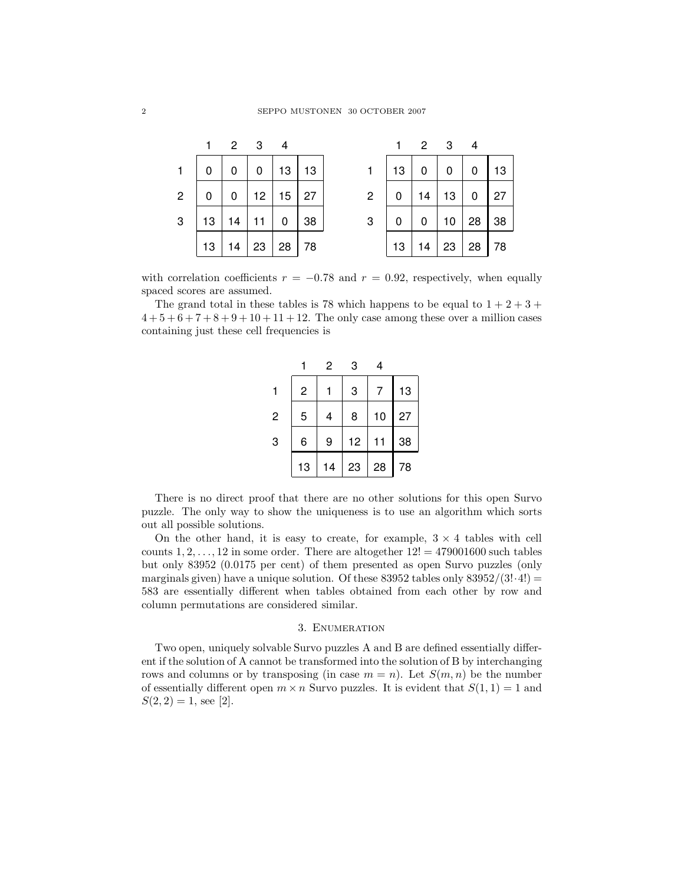| | 1 | 2 | 3 | 4 | |
|---|---|---|---|---|---|
| 1 | 0 | 0 | 0 | 13 | 13 |
| 2 | 0 | 0 | 12 | 15 | 27 |
| 3 | 13 | 14 | 11 | 0 | 38 |
| | 13 | 14 | 23 | 28 | 78 |

| | 1 | 2 | 3 | 4 | |
|---|---|---|---|---|---|
| 1 | 13 | 0 | 0 | 0 | 13 |
| 2 | 0 | 14 | 13 | 0 | 27 |
| 3 | 0 | 0 | 10 | 28 | 38 |
| | 13 | 14 | 23 | 28 | 78 |

with correlation coefficients $r = -0.78$ and $r = 0.92$, respectively, when equally spaced scores are assumed.

The grand total in these tables is 78 which happens to be equal to $1+2+3+4+5+6+7+8+9+10+11+12$. The only case among these over a million cases containing just these cell frequencies is

| | 1 | 2 | 3 | 4 | |
|---|---|---|---|---|---|
| 1 | 2 | 1 | 3 | 7 | 13 |
| 2 | 5 | 4 | 8 | 10 | 27 |
| 3 | 6 | 9 | 12 | 11 | 38 |
| | 13 | 14 | 23 | 28 | 78 |

There is no direct proof that there are no other solutions for this open Survo puzzle. The only way to show the uniqueness is to use an algorithm which sorts out all possible solutions.

On the other hand, it is easy to create, for example, $3 \times 4$ tables with cell counts $1, 2, \ldots, 12$ in some order. There are altogether $12! = 479001600$ such tables but only 83952 (0.0175 per cent) of them presented as open Survo puzzles (only marginals given) have a unique solution. Of these 83952 tables only $83952/(3! \cdot 4!) = 583$ are essentially different when tables obtained from each other by row and column permutations are considered similar.

## 3. Enumeration

Two open, uniquely solvable Survo puzzles A and B are defined essentially different if the solution of A cannot be transformed into the solution of B by interchanging rows and columns or by transposing (in case $m = n$). Let $S(m, n)$ be the number of essentially different open $m \times n$ Survo puzzles. It is evident that $S(1, 1) = 1$ and $S(2, 2) = 1$, see [2].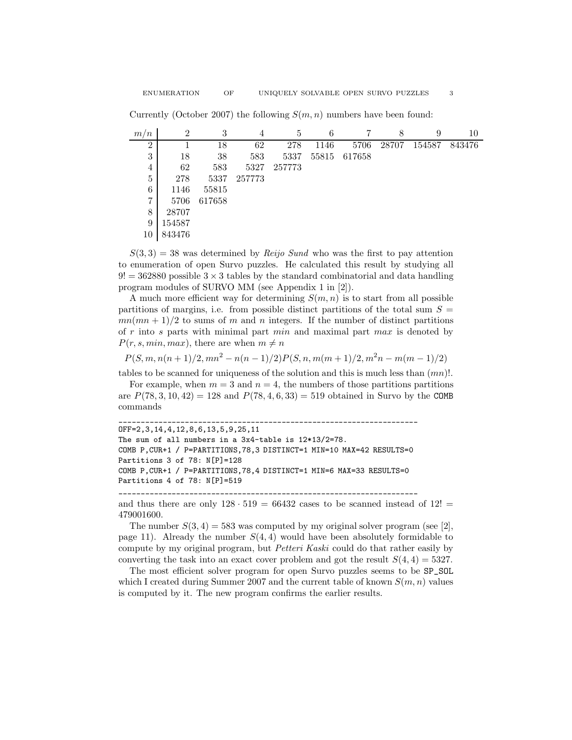Currently (October 2007) the following $S(m, n)$ numbers have been found:

| $m/n$ | 2 | 3 | 4 | 5 | 6 | 7 | 8 | 9 | 10 |
|---|---|---|---|---|---|---|---|---|---|
| 2 | 1 | 18 | 62 | 278 | 1146 | 5706 | 28707 | 154587 | 843476 |
| 3 | 18 | 38 | 583 | 5337 | 55815 | 617658 | | | |
| 4 | 62 | 583 | 5327 | 257773 | | | | | |
| 5 | 278 | 5337 | 257773 | | | | | | |
| 6 | 1146 | 55815 | | | | | | | |
| 7 | 5706 | 617658 | | | | | | | |
| 8 | 28707 | | | | | | | | |
| 9 | 154587 | | | | | | | | |
| 10 | 843476 | | | | | | | | |

$S(3, 3) = 38$ was determined by *Reijo Sund* who was the first to pay attention to enumeration of open Survo puzzles. He calculated this result by studying all $9! = 362880$ possible $3 \times 3$ tables by the standard combinatorial and data handling program modules of SURVO MM (see Appendix 1 in [2]).

A much more efficient way for determining $S(m, n)$ is to start from all possible partitions of margins, i.e. from possible distinct partitions of the total sum $S = mn(mn + 1)/2$ to sums of $m$ and $n$ integers. If the number of distinct partitions of $r$ into $s$ parts with minimal part *min* and maximal part *max* is denoted by $P(r, s, min, max)$, there are when $m \neq n$

$$P(S, m, n(n+1)/2, mn^2 - n(n-1)/2)P(S, n, m(m+1)/2, m^2n - m(m-1)/2)$$

tables to be scanned for uniqueness of the solution and this is much less than $(mn)!$.

For example, when $m = 3$ and $n = 4$, the numbers of those partitions partitions are $P(78, 3, 10, 42) = 128$ and $P(78, 4, 6, 33) = 519$ obtained in Survo by the COMB commands

```
____________________________________________________________________
OFF=2,3,14,4,12,8,6,13,5,9,25,11
The sum of all numbers in a 3x4-table is 12*13/2=78.
COMB P,CUR+1 / P=PARTITIONS,78,3 DISTINCT=1 MIN=10 MAX=42 RESULTS=0
Partitions 3 of 78: N[P]=128
COMB P,CUR+1 / P=PARTITIONS,78,4 DISTINCT=1 MIN=6 MAX=33 RESULTS=0
Partitions 4 of 78: N[P]=519
____________________________________________________________________
```

and thus there are only $128 \cdot 519 = 66432$ cases to be scanned instead of $12! = 479001600$.

The number $S(3, 4) = 583$ was computed by my original solver program (see [2], page 11). Already the number $S(4, 4)$ would have been absolutely formidable to compute by my original program, but *Petteri Kaski* could do that rather easily by converting the task into an exact cover problem and got the result $S(4, 4) = 5327$.

The most efficient solver program for open Survo puzzles seems to be SP_SOL which I created during Summer 2007 and the current table of known $S(m, n)$ values is computed by it. The new program confirms the earlier results.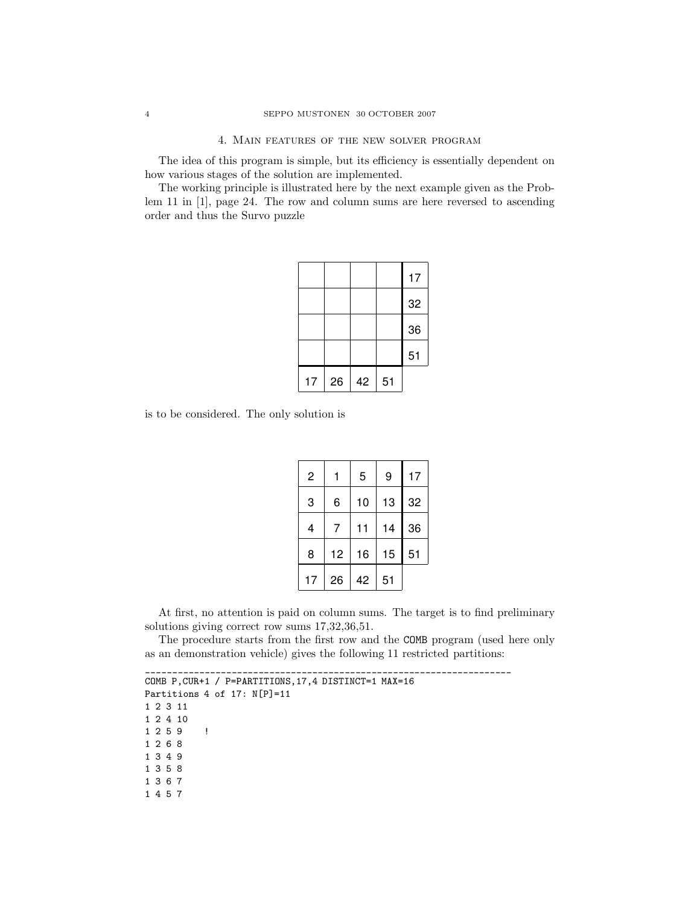## 4. Main features of the new solver program

The idea of this program is simple, but its efficiency is essentially dependent on how various stages of the solution are implemented.

The working principle is illustrated here by the next example given as the Problem 11 in [1], page 24. The row and column sums are here reversed to ascending order and thus the Survo puzzle

|  |  |  |  | 17 |
|---|---|---|---|---|
|  |  |  |  | 32 |
|  |  |  |  | 36 |
|  |  |  |  | 51 |
| 17 | 26 | 42 | 51 |  |

is to be considered. The only solution is

| 2 | 1 | 5 | 9 | 17 |
|---|---|---|---|---|
| 3 | 6 | 10 | 13 | 32 |
| 4 | 7 | 11 | 14 | 36 |
| 8 | 12 | 16 | 15 | 51 |
| 17 | 26 | 42 | 51 |  |

At first, no attention is paid on column sums. The target is to find preliminary solutions giving correct row sums 17,32,36,51.

The procedure starts from the first row and the `COMB` program (used here only as an demonstration vehicle) gives the following 11 restricted partitions:

```
____________________________________________________________________
COMB P,CUR+1 / P=PARTITIONS,17,4 DISTINCT=1 MAX=16
Partitions 4 of 17: N[P]=11
1 2 3 11
1 2 4 10
1 2 5 9    !
1 2 6 8
1 3 4 9
1 3 5 8
1 3 6 7
1 4 5 7
```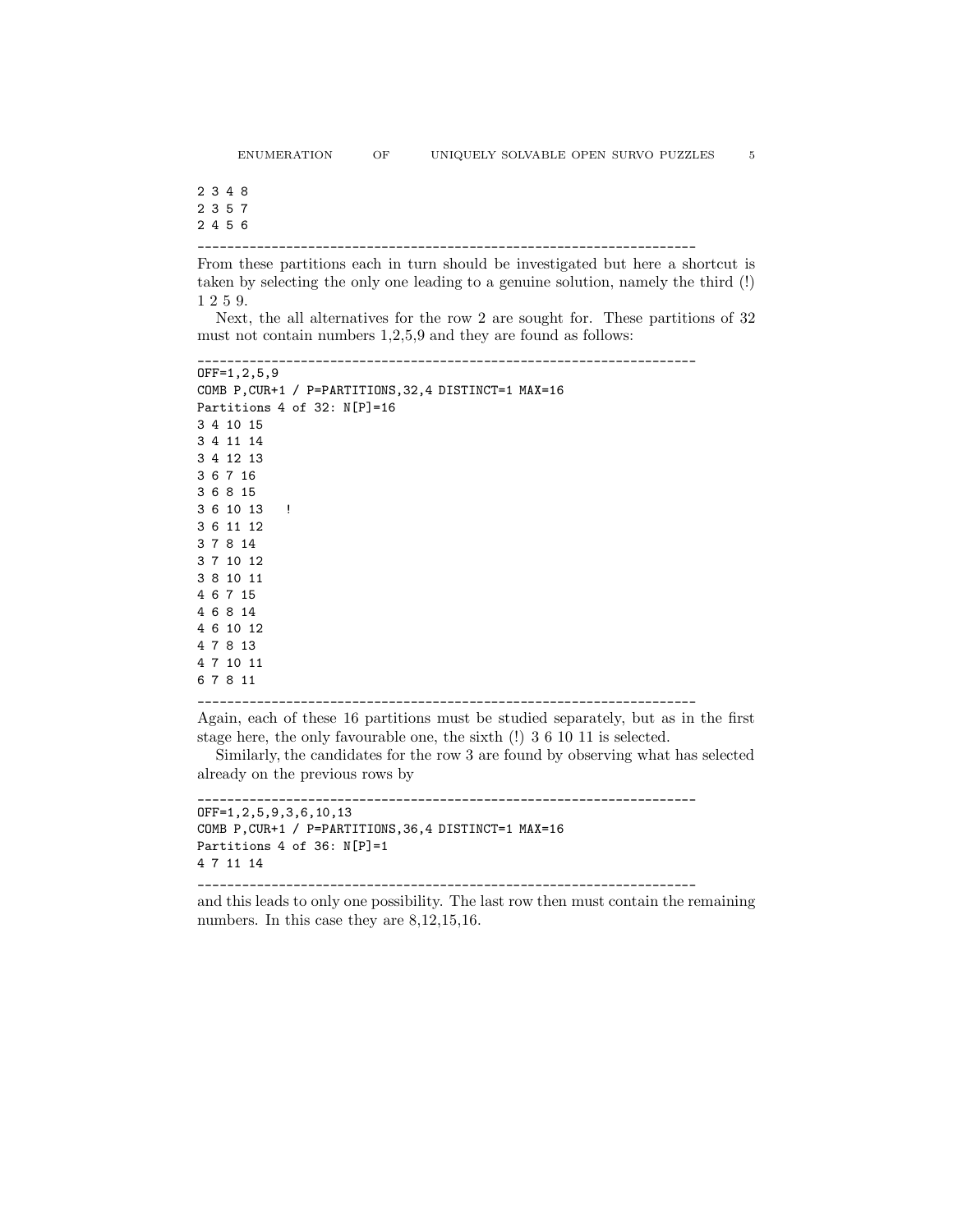```
2 3 4 8
2 3 5 7
2 4 5 6
---------------------------------------------------------------------
```

From these partitions each in turn should be investigated but here a shortcut is taken by selecting the only one leading to a genuine solution, namely the third (!) 1 2 5 9.

Next, the all alternatives for the row 2 are sought for. These partitions of 32 must not contain numbers 1,2,5,9 and they are found as follows:

```
---------------------------------------------------------------------
OFF=1,2,5,9
COMB P,CUR+1 / P=PARTITIONS,32,4 DISTINCT=1 MAX=16
Partitions 4 of 32: N[P]=16
3 4 10 15
3 4 11 14
3 4 12 13
3 6 7 16
3 6 8 15
3 6 10 13   !
3 6 11 12
3 7 8 14
3 7 10 12
3 8 10 11
4 6 7 15
4 6 8 14
4 6 10 12
4 7 8 13
4 7 10 11
6 7 8 11
---------------------------------------------------------------------
```

Again, each of these 16 partitions must be studied separately, but as in the first stage here, the only favourable one, the sixth (!) 3 6 10 11 is selected.

Similarly, the candidates for the row 3 are found by observing what has selected already on the previous rows by

```
---------------------------------------------------------------------
OFF=1,2,5,9,3,6,10,13
COMB P,CUR+1 / P=PARTITIONS,36,4 DISTINCT=1 MAX=16
Partitions 4 of 36: N[P]=1
4 7 11 14
---------------------------------------------------------------------
```

and this leads to only one possibility. The last row then must contain the remaining numbers. In this case they are 8,12,15,16.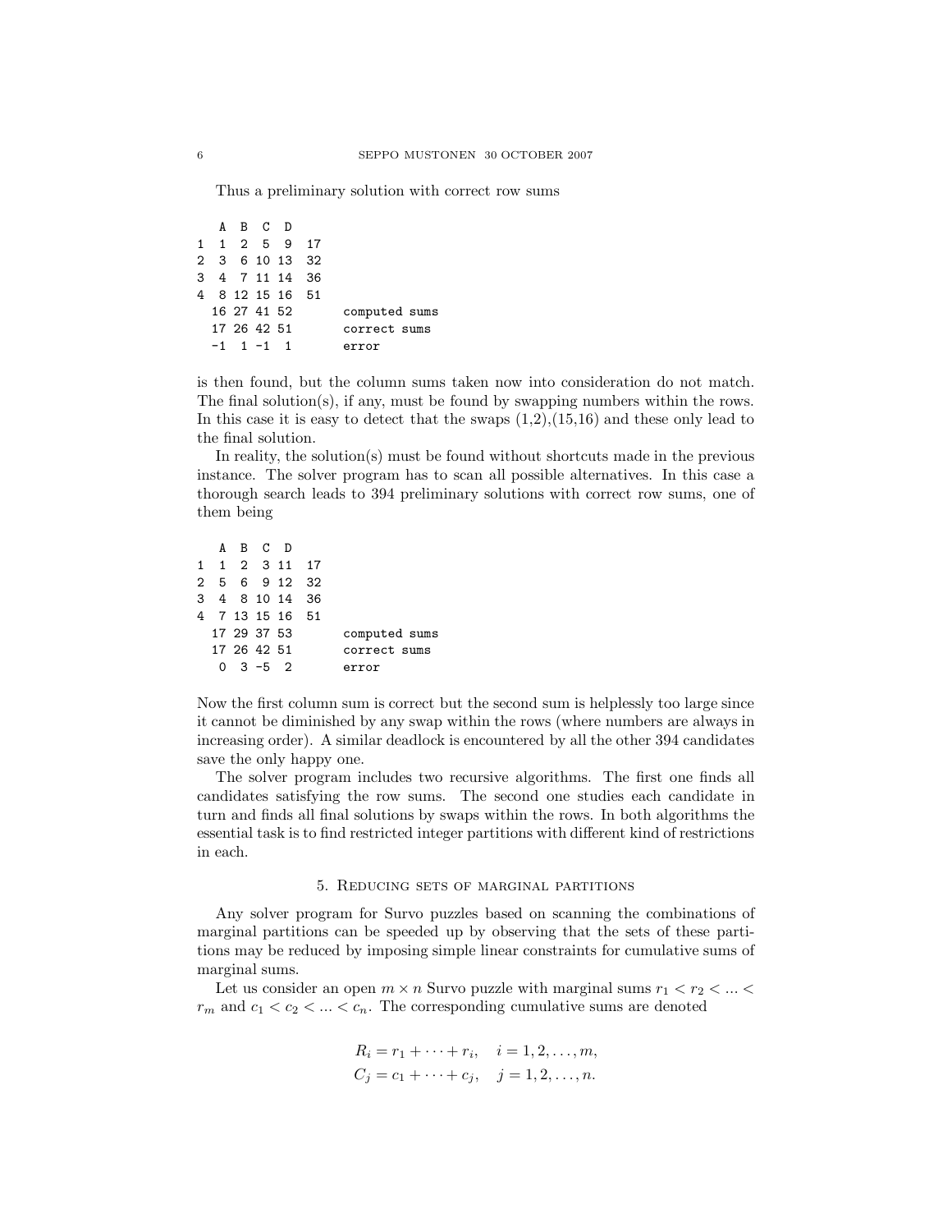Thus a preliminary solution with correct row sums

```
   A  B  C  D
1  1  2  5  9  17
2  3  6 10 13  32
3  4  7 11 14  36
4  8 12 15 16  51
  16 27 41 52       computed sums
  17 26 42 51       correct sums
  -1  1 -1  1       error
```

is then found, but the column sums taken now into consideration do not match. The final solution(s), if any, must be found by swapping numbers within the rows. In this case it is easy to detect that the swaps (1,2),(15,16) and these only lead to the final solution.

In reality, the solution(s) must be found without shortcuts made in the previous instance. The solver program has to scan all possible alternatives. In this case a thorough search leads to 394 preliminary solutions with correct row sums, one of them being

```
   A  B  C  D
1  1  2  3 11  17
2  5  6  9 12  32
3  4  8 10 14  36
4  7 13 15 16  51
  17 29 37 53       computed sums
  17 26 42 51       correct sums
   0  3 -5  2       error
```

Now the first column sum is correct but the second sum is helplessly too large since it cannot be diminished by any swap within the rows (where numbers are always in increasing order). A similar deadlock is encountered by all the other 394 candidates save the only happy one.

The solver program includes two recursive algorithms. The first one finds all candidates satisfying the row sums. The second one studies each candidate in turn and finds all final solutions by swaps within the rows. In both algorithms the essential task is to find restricted integer partitions with different kind of restrictions in each.

## 5. Reducing sets of marginal partitions

Any solver program for Survo puzzles based on scanning the combinations of marginal partitions can be speeded up by observing that the sets of these partitions may be reduced by imposing simple linear constraints for cumulative sums of marginal sums.

Let us consider an open $m \times n$ Survo puzzle with marginal sums $r_1 < r_2 < ... < r_m$ and $c_1 < c_2 < ... < c_n$. The corresponding cumulative sums are denoted

$$R_i = r_1 + \cdots + r_i, \quad i = 1, 2, \ldots, m,$$
$$C_j = c_1 + \cdots + c_j, \quad j = 1, 2, \ldots, n.$$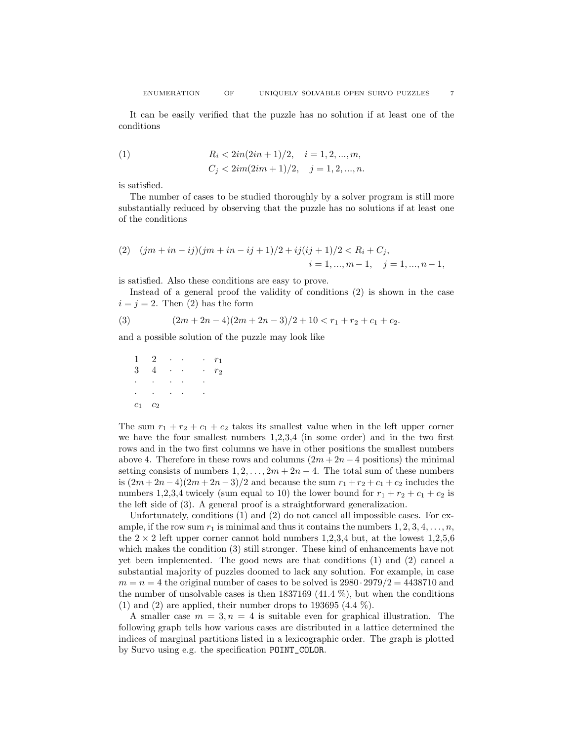It can be easily verified that the puzzle has no solution if at least one of the conditions

$$
\begin{aligned}
(1) \qquad & R_i < 2in(2in+1)/2, \quad i = 1, 2, ..., m, \\
& C_j < 2im(2im+1)/2, \quad j = 1, 2, ..., n.
\end{aligned}
$$

is satisfied.

The number of cases to be studied thoroughly by a solver program is still more substantially reduced by observing that the puzzle has no solutions if at least one of the conditions

$$
\begin{aligned}
(2) \quad & (jm + in - ij)(jm + in - ij + 1)/2 + ij(ij + 1)/2 < R_i + C_j, \\
& \qquad i = 1, ..., m-1, \quad j = 1, ..., n-1,
\end{aligned}
$$

is satisfied. Also these conditions are easy to prove.

Instead of a general proof the validity of conditions (2) is shown in the case $i = j = 2$. Then (2) has the form

$$
(3) \qquad (2m + 2n - 4)(2m + 2n - 3)/2 + 10 < r_1 + r_2 + c_1 + c_2.
$$

and a possible solution of the puzzle may look like

```
1   2   ·  ·    ·  r1
3   4   ·  ·    ·  r2
·   ·   ·  ·    ·
·   ·   ·  ·    ·
c1  c2
```

The sum $r_1 + r_2 + c_1 + c_2$ takes its smallest value when in the left upper corner we have the four smallest numbers 1,2,3,4 (in some order) and in the two first rows and in the two first columns we have in other positions the smallest numbers above 4. Therefore in these rows and columns ($2m + 2n - 4$ positions) the minimal setting consists of numbers $1, 2, \ldots, 2m + 2n - 4$. The total sum of these numbers is $(2m+2n-4)(2m+2n-3)/2$ and because the sum $r_1 + r_2 + c_1 + c_2$ includes the numbers 1,2,3,4 twicely (sum equal to 10) the lower bound for $r_1 + r_2 + c_1 + c_2$ is the left side of (3). A general proof is a straightforward generalization.

Unfortunately, conditions (1) and (2) do not cancel all impossible cases. For example, if the row sum $r_1$ is minimal and thus it contains the numbers $1, 2, 3, 4, \ldots, n$, the $2 \times 2$ left upper corner cannot hold numbers 1,2,3,4 but, at the lowest 1,2,5,6 which makes the condition (3) still stronger. These kind of enhancements have not yet been implemented. The good news are that conditions (1) and (2) cancel a substantial majority of puzzles doomed to lack any solution. For example, in case $m = n = 4$ the original number of cases to be solved is $2980 \cdot 2979/2 = 4438710$ and the number of unsolvable cases is then 1837169 (41.4 %), but when the conditions (1) and (2) are applied, their number drops to 193695 (4.4 %).

A smaller case $m = 3, n = 4$ is suitable even for graphical illustration. The following graph tells how various cases are distributed in a lattice determined the indices of marginal partitions listed in a lexicographic order. The graph is plotted by Survo using e.g. the specification `POINT_COLOR`.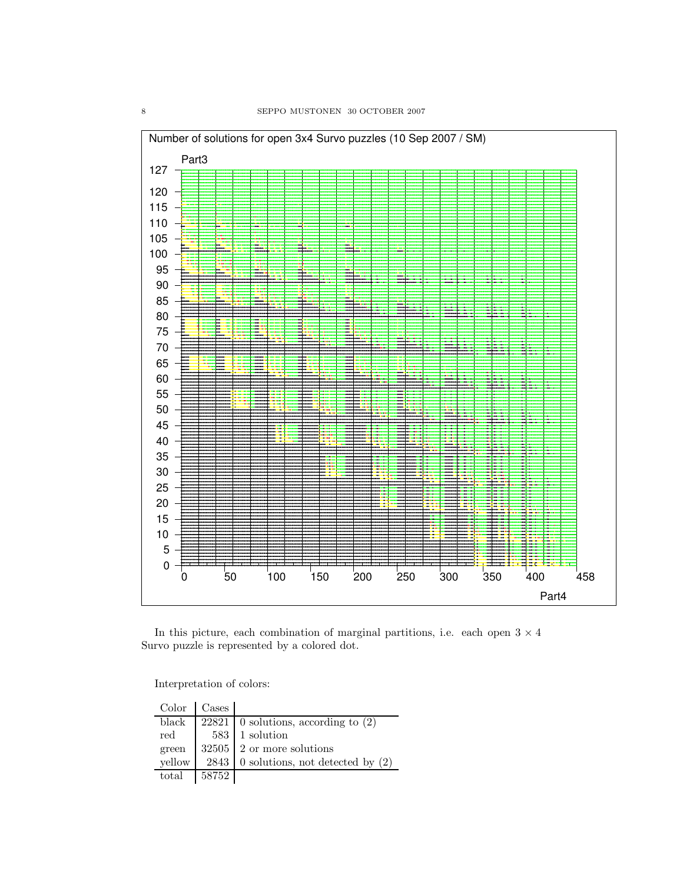In this picture, each combination of marginal partitions, i.e. each open $3 \times 4$ Survo puzzle is represented by a colored dot.

Interpretation of colors:

| Color | Cases | |
|---|---|---|
| black | 22821 | 0 solutions, according to (2) |
| red | 583 | 1 solution |
| green | 32505 | 2 or more solutions |
| yellow | 2843 | 0 solutions, not detected by (2) |
| total | 58752 | |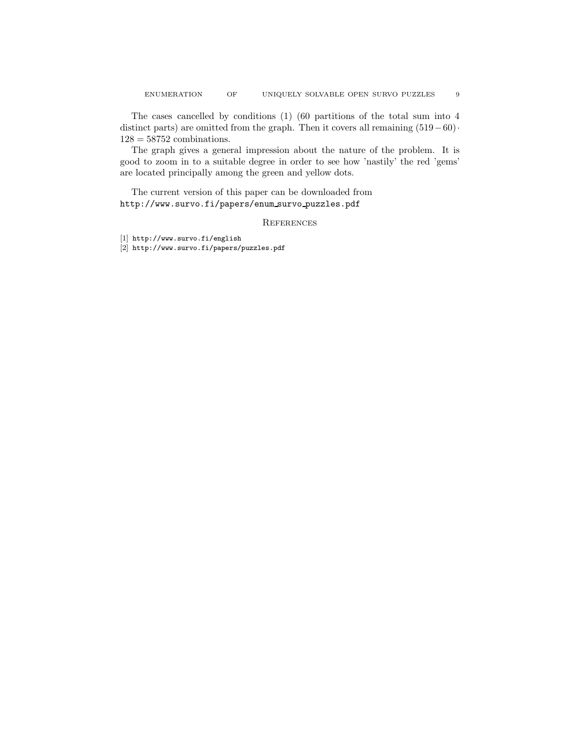The cases cancelled by conditions (1) (60 partitions of the total sum into 4 distinct parts) are omitted from the graph. Then it covers all remaining $(519-60)\cdot 128 = 58752$ combinations.

The graph gives a general impression about the nature of the problem. It is good to zoom in to a suitable degree in order to see how 'nastily' the red 'gems' are located principally among the green and yellow dots.

The current version of this paper can be downloaded from
http://www.survo.fi/papers/enum_survo_puzzles.pdf

## References

[1] http://www.survo.fi/english
[2] http://www.survo.fi/papers/puzzles.pdf